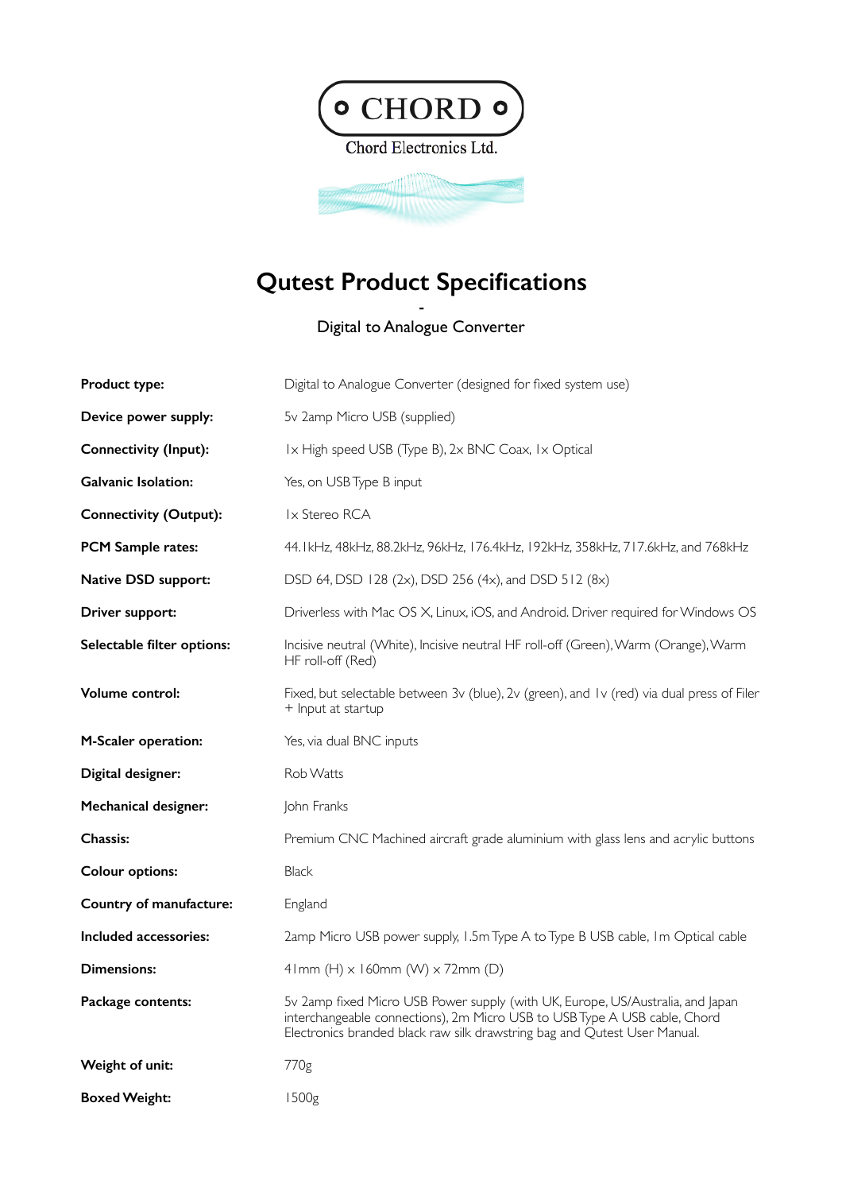CHORD

Chord Electronics Ltd.

# Qutest Product Specifications

-

Digital to Analogue Converter

| | |
|---|---|
| **Product type:** | Digital to Analogue Converter (designed for fixed system use) |
| **Device power supply:** | 5v 2amp Micro USB (supplied) |
| **Connectivity (Input):** | 1x High speed USB (Type B), 2x BNC Coax, 1x Optical |
| **Galvanic Isolation:** | Yes, on USB Type B input |
| **Connectivity (Output):** | 1x Stereo RCA |
| **PCM Sample rates:** | 44.1kHz, 48kHz, 88.2kHz, 96kHz, 176.4kHz, 192kHz, 358kHz, 717.6kHz, and 768kHz |
| **Native DSD support:** | DSD 64, DSD 128 (2x), DSD 256 (4x), and DSD 512 (8x) |
| **Driver support:** | Driverless with Mac OS X, Linux, iOS, and Android. Driver required for Windows OS |
| **Selectable filter options:** | Incisive neutral (White), Incisive neutral HF roll-off (Green), Warm (Orange), Warm HF roll-off (Red) |
| **Volume control:** | Fixed, but selectable between 3v (blue), 2v (green), and 1v (red) via dual press of Filer + Input at startup |
| **M-Scaler operation:** | Yes, via dual BNC inputs |
| **Digital designer:** | Rob Watts |
| **Mechanical designer:** | John Franks |
| **Chassis:** | Premium CNC Machined aircraft grade aluminium with glass lens and acrylic buttons |
| **Colour options:** | Black |
| **Country of manufacture:** | England |
| **Included accessories:** | 2amp Micro USB power supply, 1.5m Type A to Type B USB cable, 1m Optical cable |
| **Dimensions:** | 41mm (H) x 160mm (W) x 72mm (D) |
| **Package contents:** | 5v 2amp fixed Micro USB Power supply (with UK, Europe, US/Australia, and Japan interchangeable connections), 2m Micro USB to USB Type A USB cable, Chord Electronics branded black raw silk drawstring bag and Qutest User Manual. |
| **Weight of unit:** | 770g |
| **Boxed Weight:** | 1500g |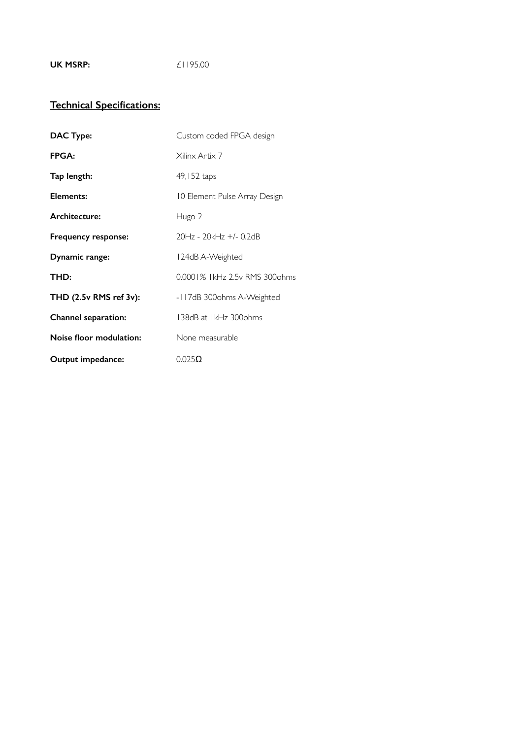**UK MSRP:** £1195.00

## Technical Specifications:

| | |
|---|---|
| **DAC Type:** | Custom coded FPGA design |
| **FPGA:** | Xilinx Artix 7 |
| **Tap length:** | 49,152 taps |
| **Elements:** | 10 Element Pulse Array Design |
| **Architecture:** | Hugo 2 |
| **Frequency response:** | 20Hz - 20kHz +/- 0.2dB |
| **Dynamic range:** | 124dB A-Weighted |
| **THD:** | 0.0001% 1kHz 2.5v RMS 300ohms |
| **THD (2.5v RMS ref 3v):** | -117dB 300ohms A-Weighted |
| **Channel separation:** | 138dB at 1kHz 300ohms |
| **Noise floor modulation:** | None measurable |
| **Output impedance:** | 0.025Ω |